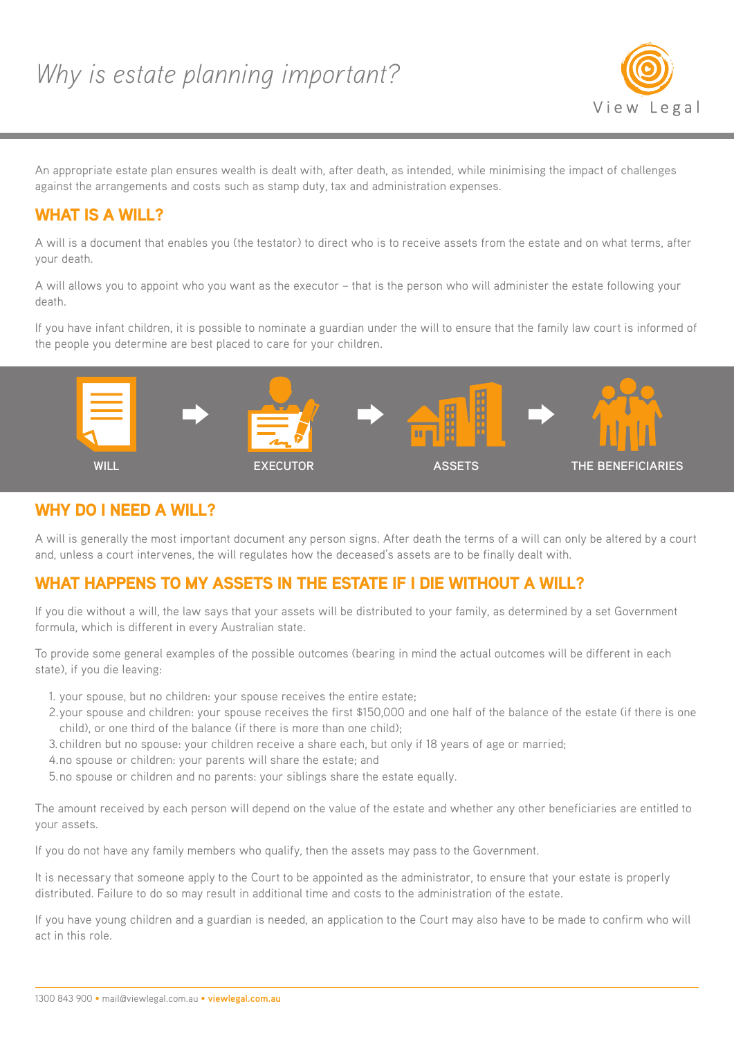# Why is estate planning important?

An appropriate estate plan ensures wealth is dealt with, after death, as intended, while minimising the impact of challenges against the arrangements and costs such as stamp duty, tax and administration expenses.

## WHAT IS A WILL?

A will is a document that enables you (the testator) to direct who is to receive assets from the estate and on what terms, after your death.

A will allows you to appoint who you want as the executor – that is the person who will administer the estate following your death.

If you have infant children, it is possible to nominate a guardian under the will to ensure that the family law court is informed of the people you determine are best placed to care for your children.

WILL → EXECUTOR → ASSETS → THE BENEFICIARIES

## WHY DO I NEED A WILL?

A will is generally the most important document any person signs. After death the terms of a will can only be altered by a court and, unless a court intervenes, the will regulates how the deceased's assets are to be finally dealt with.

## WHAT HAPPENS TO MY ASSETS IN THE ESTATE IF I DIE WITHOUT A WILL?

If you die without a will, the law says that your assets will be distributed to your family, as determined by a set Government formula, which is different in every Australian state.

To provide some general examples of the possible outcomes (bearing in mind the actual outcomes will be different in each state), if you die leaving:

1. your spouse, but no children: your spouse receives the entire estate;
2. your spouse and children: your spouse receives the first $150,000 and one half of the balance of the estate (if there is one child), or one third of the balance (if there is more than one child);
3. children but no spouse: your children receive a share each, but only if 18 years of age or married;
4. no spouse or children: your parents will share the estate; and
5. no spouse or children and no parents: your siblings share the estate equally.

The amount received by each person will depend on the value of the estate and whether any other beneficiaries are entitled to your assets.

If you do not have any family members who qualify, then the assets may pass to the Government.

It is necessary that someone apply to the Court to be appointed as the administrator, to ensure that your estate is properly distributed. Failure to do so may result in additional time and costs to the administration of the estate.

If you have young children and a guardian is needed, an application to the Court may also have to be made to confirm who will act in this role.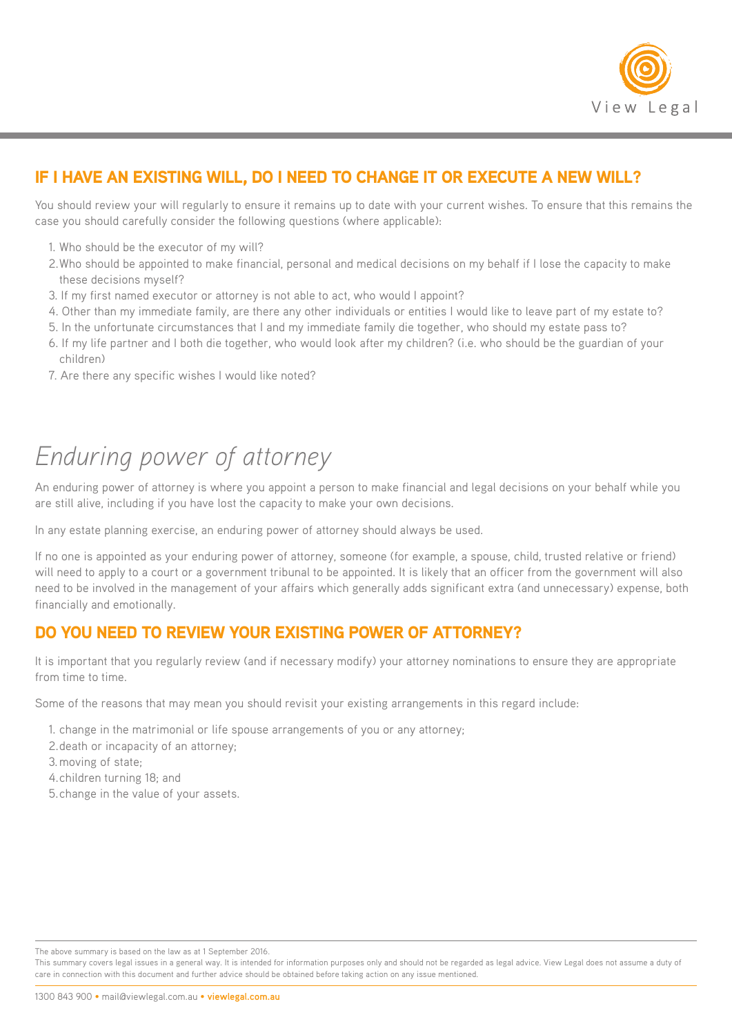## IF I HAVE AN EXISTING WILL, DO I NEED TO CHANGE IT OR EXECUTE A NEW WILL?

You should review your will regularly to ensure it remains up to date with your current wishes. To ensure that this remains the case you should carefully consider the following questions (where applicable):

1. Who should be the executor of my will?
2. Who should be appointed to make financial, personal and medical decisions on my behalf if I lose the capacity to make these decisions myself?
3. If my first named executor or attorney is not able to act, who would I appoint?
4. Other than my immediate family, are there any other individuals or entities I would like to leave part of my estate to?
5. In the unfortunate circumstances that I and my immediate family die together, who should my estate pass to?
6. If my life partner and I both die together, who would look after my children? (i.e. who should be the guardian of your children)
7. Are there any specific wishes I would like noted?

# *Enduring power of attorney*

An enduring power of attorney is where you appoint a person to make financial and legal decisions on your behalf while you are still alive, including if you have lost the capacity to make your own decisions.

In any estate planning exercise, an enduring power of attorney should always be used.

If no one is appointed as your enduring power of attorney, someone (for example, a spouse, child, trusted relative or friend) will need to apply to a court or a government tribunal to be appointed. It is likely that an officer from the government will also need to be involved in the management of your affairs which generally adds significant extra (and unnecessary) expense, both financially and emotionally.

## DO YOU NEED TO REVIEW YOUR EXISTING POWER OF ATTORNEY?

It is important that you regularly review (and if necessary modify) your attorney nominations to ensure they are appropriate from time to time.

Some of the reasons that may mean you should revisit your existing arrangements in this regard include:

1. change in the matrimonial or life spouse arrangements of you or any attorney;
2. death or incapacity of an attorney;
3. moving of state;
4. children turning 18; and
5. change in the value of your assets.

The above summary is based on the law as at 1 September 2016.
This summary covers legal issues in a general way. It is intended for information purposes only and should not be regarded as legal advice. View Legal does not assume a duty of care in connection with this document and further advice should be obtained before taking action on any issue mentioned.